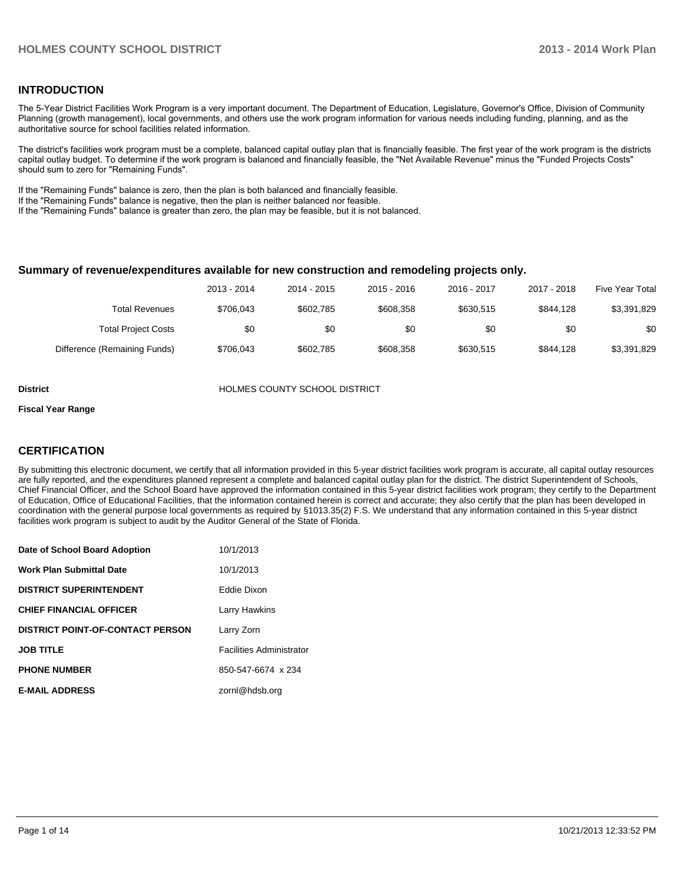## INTRODUCTION

The 5-Year District Facilities Work Program is a very important document. The Department of Education, Legislature, Governor's Office, Division of Community Planning (growth management), local governments, and others use the work program information for various needs including funding, planning, and as the authoritative source for school facilities related information.

The district's facilities work program must be a complete, balanced capital outlay plan that is financially feasible. The first year of the work program is the districts capital outlay budget. To determine if the work program is balanced and financially feasible, the "Net Available Revenue" minus the "Funded Projects Costs" should sum to zero for "Remaining Funds".

If the "Remaining Funds" balance is zero, then the plan is both balanced and financially feasible.
If the "Remaining Funds" balance is negative, then the plan is neither balanced nor feasible.
If the "Remaining Funds" balance is greater than zero, the plan may be feasible, but it is not balanced.

### Summary of revenue/expenditures available for new construction and remodeling projects only.

| | 2013 - 2014 | 2014 - 2015 | 2015 - 2016 | 2016 - 2017 | 2017 - 2018 | Five Year Total |
|---|---|---|---|---|---|---|
| Total Revenues | $706,043 | $602,785 | $608,358 | $630,515 | $844,128 | $3,391,829 |
| Total Project Costs | $0 | $0 | $0 | $0 | $0 | $0 |
| Difference (Remaining Funds) | $706,043 | $602,785 | $608,358 | $630,515 | $844,128 | $3,391,829 |

**District** HOLMES COUNTY SCHOOL DISTRICT

**Fiscal Year Range**

## CERTIFICATION

By submitting this electronic document, we certify that all information provided in this 5-year district facilities work program is accurate, all capital outlay resources are fully reported, and the expenditures planned represent a complete and balanced capital outlay plan for the district. The district Superintendent of Schools, Chief Financial Officer, and the School Board have approved the information contained in this 5-year district facilities work program; they certify to the Department of Education, Office of Educational Facilities, that the information contained herein is correct and accurate; they also certify that the plan has been developed in coordination with the general purpose local governments as required by §1013.35(2) F.S. We understand that any information contained in this 5-year district facilities work program is subject to audit by the Auditor General of the State of Florida.

| | |
|---|---|
| **Date of School Board Adoption** | 10/1/2013 |
| **Work Plan Submittal Date** | 10/1/2013 |
| **DISTRICT SUPERINTENDENT** | Eddie Dixon |
| **CHIEF FINANCIAL OFFICER** | Larry Hawkins |
| **DISTRICT POINT-OF-CONTACT PERSON** | Larry Zorn |
| **JOB TITLE** | Facilities Administrator |
| **PHONE NUMBER** | 850-547-6674 x 234 |
| **E-MAIL ADDRESS** | zornl@hdsb.org |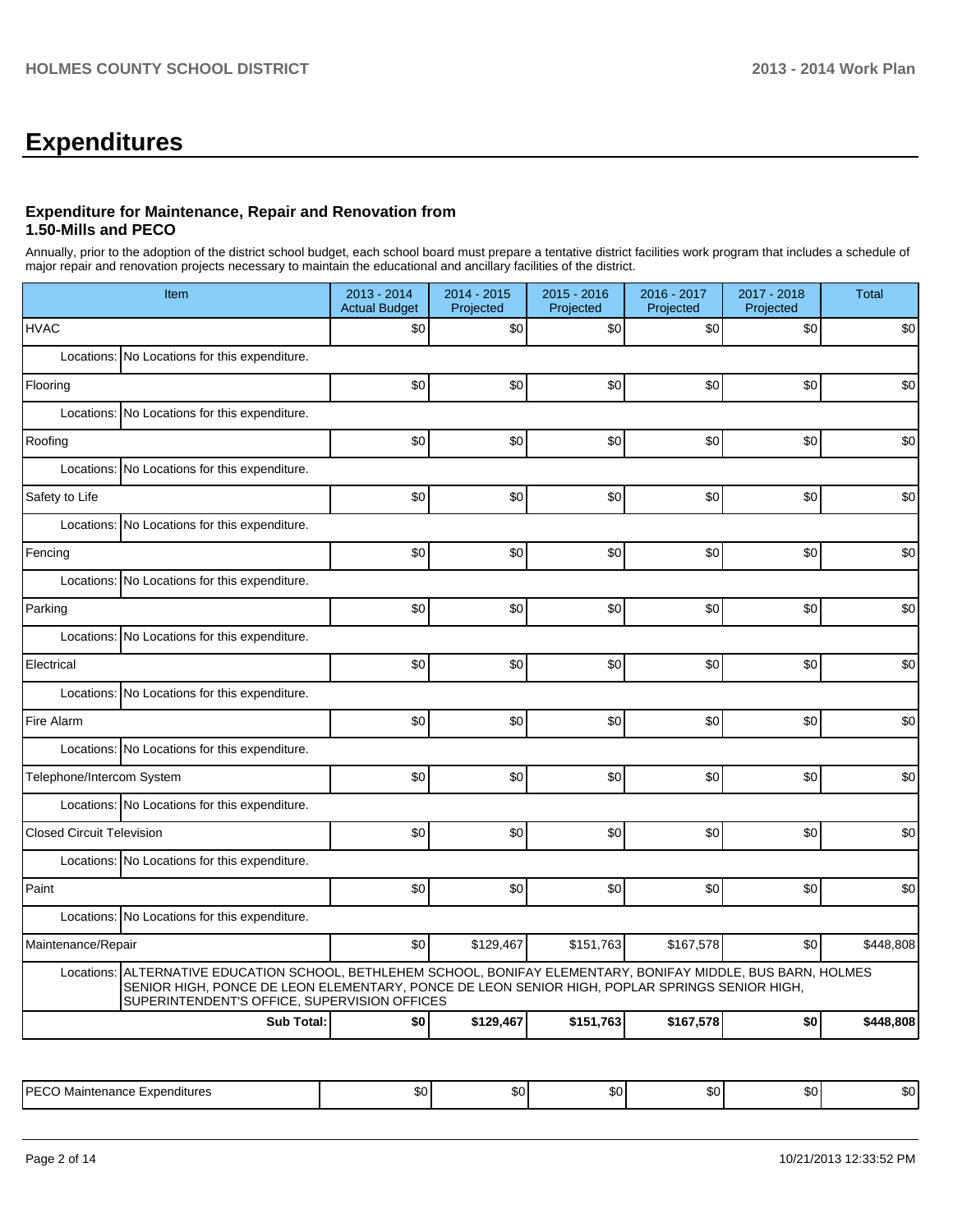# Expenditures

### Expenditure for Maintenance, Repair and Renovation from 1.50-Mills and PECO

Annually, prior to the adoption of the district school budget, each school board must prepare a tentative district facilities work program that includes a schedule of major repair and renovation projects necessary to maintain the educational and ancillary facilities of the district.

| Item | | 2013 - 2014 Actual Budget | 2014 - 2015 Projected | 2015 - 2016 Projected | 2016 - 2017 Projected | 2017 - 2018 Projected | Total |
|---|---|---|---|---|---|---|---|
| HVAC | | $0 | $0 | $0 | $0 | $0 | $0 |
| Locations: | No Locations for this expenditure. | | | | | | |
| Flooring | | $0 | $0 | $0 | $0 | $0 | $0 |
| Locations: | No Locations for this expenditure. | | | | | | |
| Roofing | | $0 | $0 | $0 | $0 | $0 | $0 |
| Locations: | No Locations for this expenditure. | | | | | | |
| Safety to Life | | $0 | $0 | $0 | $0 | $0 | $0 |
| Locations: | No Locations for this expenditure. | | | | | | |
| Fencing | | $0 | $0 | $0 | $0 | $0 | $0 |
| Locations: | No Locations for this expenditure. | | | | | | |
| Parking | | $0 | $0 | $0 | $0 | $0 | $0 |
| Locations: | No Locations for this expenditure. | | | | | | |
| Electrical | | $0 | $0 | $0 | $0 | $0 | $0 |
| Locations: | No Locations for this expenditure. | | | | | | |
| Fire Alarm | | $0 | $0 | $0 | $0 | $0 | $0 |
| Locations: | No Locations for this expenditure. | | | | | | |
| Telephone/Intercom System | | $0 | $0 | $0 | $0 | $0 | $0 |
| Locations: | No Locations for this expenditure. | | | | | | |
| Closed Circuit Television | | $0 | $0 | $0 | $0 | $0 | $0 |
| Locations: | No Locations for this expenditure. | | | | | | |
| Paint | | $0 | $0 | $0 | $0 | $0 | $0 |
| Locations: | No Locations for this expenditure. | | | | | | |
| Maintenance/Repair | | $0 | $129,467 | $151,763 | $167,578 | $0 | $448,808 |
| Locations: | ALTERNATIVE EDUCATION SCHOOL, BETHLEHEM SCHOOL, BONIFAY ELEMENTARY, BONIFAY MIDDLE, BUS BARN, HOLMES SENIOR HIGH, PONCE DE LEON ELEMENTARY, PONCE DE LEON SENIOR HIGH, POPLAR SPRINGS SENIOR HIGH, SUPERINTENDENT'S OFFICE, SUPERVISION OFFICES | | | | | | |
| | **Sub Total:** | **$0** | **$129,467** | **$151,763** | **$167,578** | **$0** | **$448,808** |

| | 2013 - 2014 Actual Budget | 2014 - 2015 Projected | 2015 - 2016 Projected | 2016 - 2017 Projected | 2017 - 2018 Projected | Total |
|---|---|---|---|---|---|---|
| PECO Maintenance Expenditures | $0 | $0 | $0 | $0 | $0 | $0 |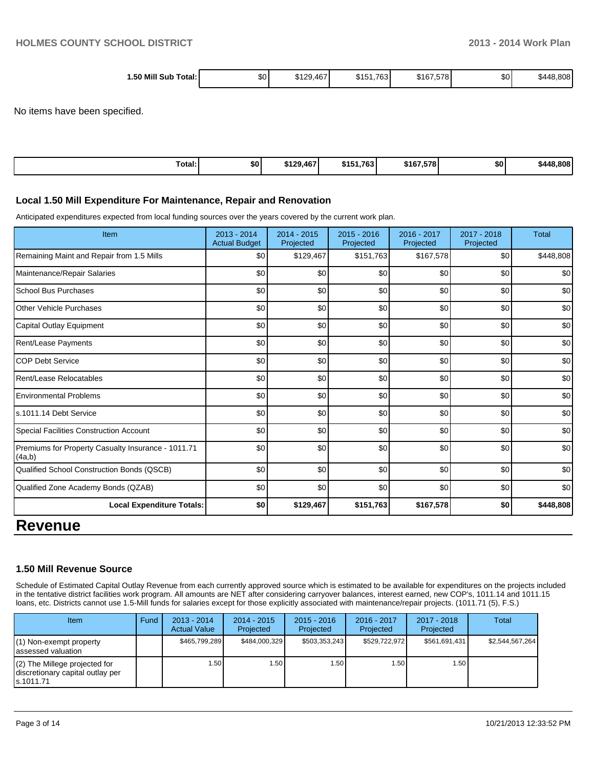| 1.50 Mill Sub Total: | $0 | $129,467 | $151,763 | $167,578 | $0 | $448,808 |
|---|---|---|---|---|---|---|

No items have been specified.

| Total: | $0 | $129,467 | $151,763 | $167,578 | $0 | $448,808 |
|---|---|---|---|---|---|---|

### Local 1.50 Mill Expenditure For Maintenance, Repair and Renovation

Anticipated expenditures expected from local funding sources over the years covered by the current work plan.

| Item | 2013 - 2014 Actual Budget | 2014 - 2015 Projected | 2015 - 2016 Projected | 2016 - 2017 Projected | 2017 - 2018 Projected | Total |
|---|---|---|---|---|---|---|
| Remaining Maint and Repair from 1.5 Mills | $0 | $129,467 | $151,763 | $167,578 | $0 | $448,808 |
| Maintenance/Repair Salaries | $0 | $0 | $0 | $0 | $0 | $0 |
| School Bus Purchases | $0 | $0 | $0 | $0 | $0 | $0 |
| Other Vehicle Purchases | $0 | $0 | $0 | $0 | $0 | $0 |
| Capital Outlay Equipment | $0 | $0 | $0 | $0 | $0 | $0 |
| Rent/Lease Payments | $0 | $0 | $0 | $0 | $0 | $0 |
| COP Debt Service | $0 | $0 | $0 | $0 | $0 | $0 |
| Rent/Lease Relocatables | $0 | $0 | $0 | $0 | $0 | $0 |
| Environmental Problems | $0 | $0 | $0 | $0 | $0 | $0 |
| s.1011.14 Debt Service | $0 | $0 | $0 | $0 | $0 | $0 |
| Special Facilities Construction Account | $0 | $0 | $0 | $0 | $0 | $0 |
| Premiums for Property Casualty Insurance - 1011.71 (4a,b) | $0 | $0 | $0 | $0 | $0 | $0 |
| Qualified School Construction Bonds (QSCB) | $0 | $0 | $0 | $0 | $0 | $0 |
| Qualified Zone Academy Bonds (QZAB) | $0 | $0 | $0 | $0 | $0 | $0 |
| **Local Expenditure Totals:** | **$0** | **$129,467** | **$151,763** | **$167,578** | **$0** | **$448,808** |

# Revenue

### 1.50 Mill Revenue Source

Schedule of Estimated Capital Outlay Revenue from each currently approved source which is estimated to be available for expenditures on the projects included in the tentative district facilities work program. All amounts are NET after considering carryover balances, interest earned, new COP's, 1011.14 and 1011.15 loans, etc. Districts cannot use 1.5-Mill funds for salaries except for those explicitly associated with maintenance/repair projects. (1011.71 (5), F.S.)

| Item | Fund | 2013 - 2014 Actual Value | 2014 - 2015 Projected | 2015 - 2016 Projected | 2016 - 2017 Projected | 2017 - 2018 Projected | Total |
|---|---|---|---|---|---|---|---|
| (1) Non-exempt property assessed valuation | | $465,799,289 | $484,000,329 | $503,353,243 | $529,722,972 | $561,691,431 | $2,544,567,264 |
| (2) The Millege projected for discretionary capital outlay per s.1011.71 | | 1.50 | 1.50 | 1.50 | 1.50 | 1.50 | |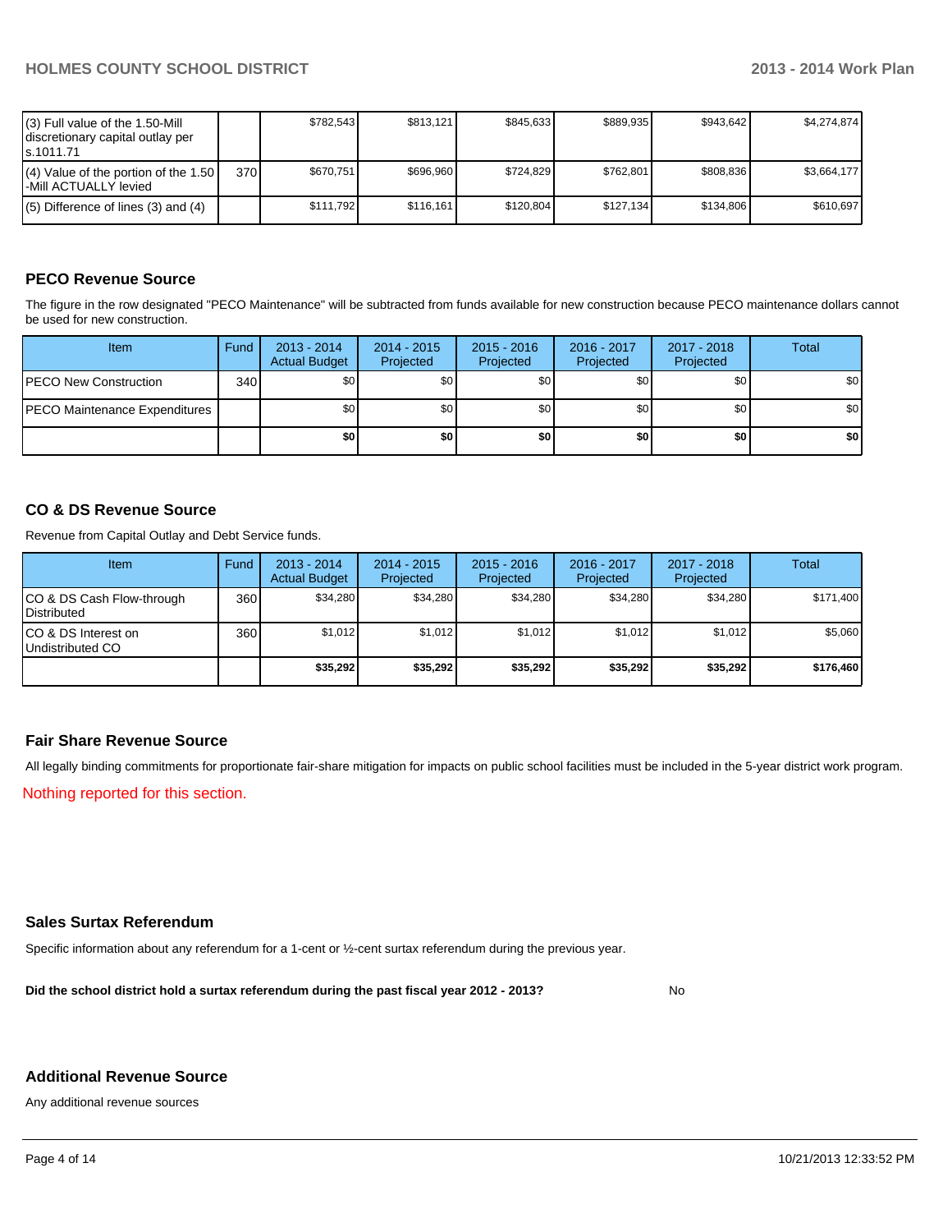| (3) Full value of the 1.50-Mill discretionary capital outlay per s.1011.71 | | $782,543 | $813,121 | $845,633 | $889,935 | $943,642 | $4,274,874 |
|---|---|---|---|---|---|---|---|
| (4) Value of the portion of the 1.50 -Mill ACTUALLY levied | 370 | $670,751 | $696,960 | $724,829 | $762,801 | $808,836 | $3,664,177 |
| (5) Difference of lines (3) and (4) | | $111,792 | $116,161 | $120,804 | $127,134 | $134,806 | $610,697 |

## PECO Revenue Source

The figure in the row designated "PECO Maintenance" will be subtracted from funds available for new construction because PECO maintenance dollars cannot be used for new construction.

| Item | Fund | 2013 - 2014 Actual Budget | 2014 - 2015 Projected | 2015 - 2016 Projected | 2016 - 2017 Projected | 2017 - 2018 Projected | Total |
|---|---|---|---|---|---|---|---|
| PECO New Construction | 340 | $0 | $0 | $0 | $0 | $0 | $0 |
| PECO Maintenance Expenditures | | $0 | $0 | $0 | $0 | $0 | $0 |
| | | **$0** | **$0** | **$0** | **$0** | **$0** | **$0** |

## CO & DS Revenue Source

Revenue from Capital Outlay and Debt Service funds.

| Item | Fund | 2013 - 2014 Actual Budget | 2014 - 2015 Projected | 2015 - 2016 Projected | 2016 - 2017 Projected | 2017 - 2018 Projected | Total |
|---|---|---|---|---|---|---|---|
| CO & DS Cash Flow-through Distributed | 360 | $34,280 | $34,280 | $34,280 | $34,280 | $34,280 | $171,400 |
| CO & DS Interest on Undistributed CO | 360 | $1,012 | $1,012 | $1,012 | $1,012 | $1,012 | $5,060 |
| | | **$35,292** | **$35,292** | **$35,292** | **$35,292** | **$35,292** | **$176,460** |

## Fair Share Revenue Source

All legally binding commitments for proportionate fair-share mitigation for impacts on public school facilities must be included in the 5-year district work program.

Nothing reported for this section.

## Sales Surtax Referendum

Specific information about any referendum for a 1-cent or ½-cent surtax referendum during the previous year.

**Did the school district hold a surtax referendum during the past fiscal year 2012 - 2013?** No

## Additional Revenue Source

Any additional revenue sources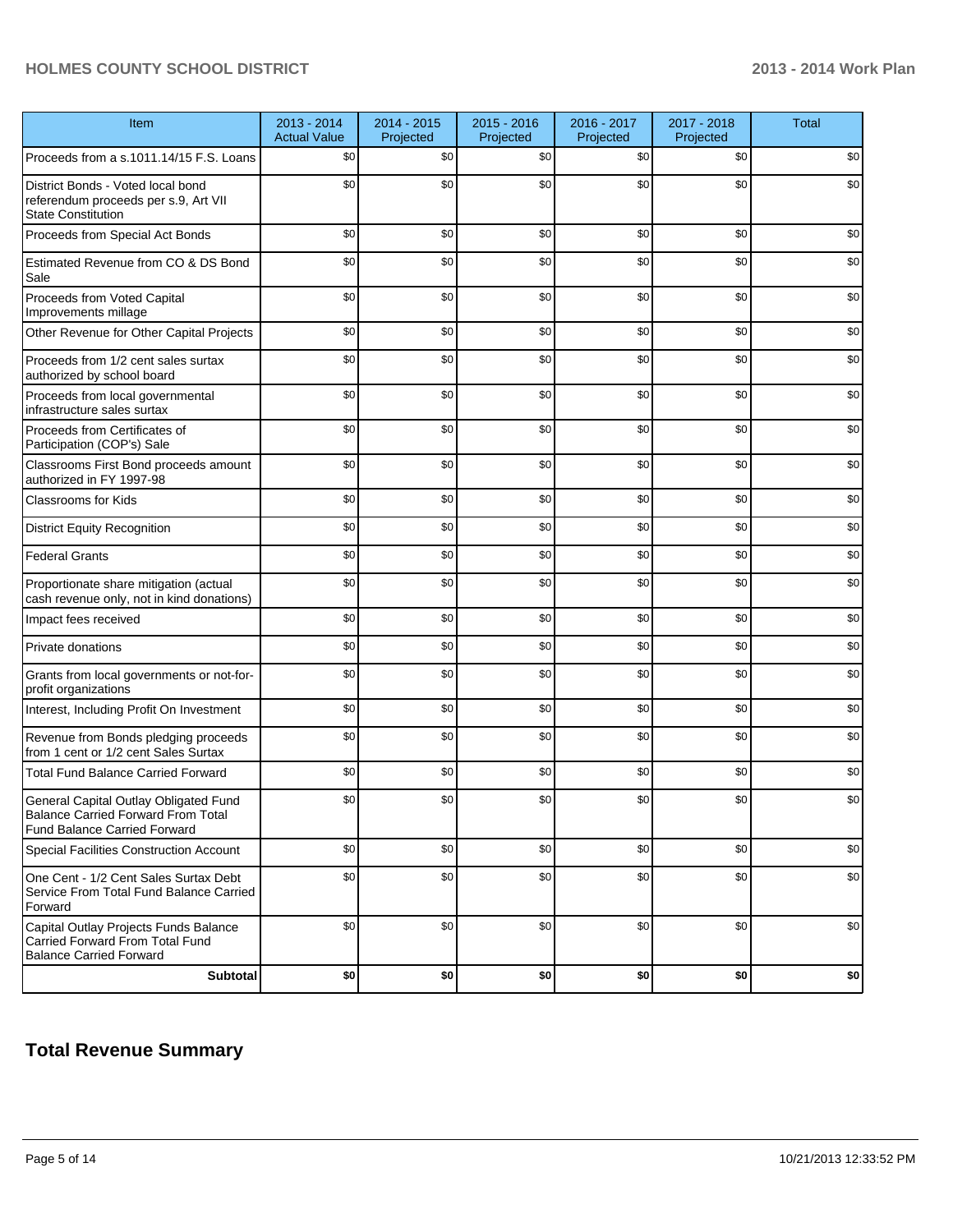| Item | 2013 - 2014 Actual Value | 2014 - 2015 Projected | 2015 - 2016 Projected | 2016 - 2017 Projected | 2017 - 2018 Projected | Total |
|---|---|---|---|---|---|---|
| Proceeds from a s.1011.14/15 F.S. Loans | $0 | $0 | $0 | $0 | $0 | $0 |
| District Bonds - Voted local bond referendum proceeds per s.9, Art VII State Constitution | $0 | $0 | $0 | $0 | $0 | $0 |
| Proceeds from Special Act Bonds | $0 | $0 | $0 | $0 | $0 | $0 |
| Estimated Revenue from CO & DS Bond Sale | $0 | $0 | $0 | $0 | $0 | $0 |
| Proceeds from Voted Capital Improvements millage | $0 | $0 | $0 | $0 | $0 | $0 |
| Other Revenue for Other Capital Projects | $0 | $0 | $0 | $0 | $0 | $0 |
| Proceeds from 1/2 cent sales surtax authorized by school board | $0 | $0 | $0 | $0 | $0 | $0 |
| Proceeds from local governmental infrastructure sales surtax | $0 | $0 | $0 | $0 | $0 | $0 |
| Proceeds from Certificates of Participation (COP's) Sale | $0 | $0 | $0 | $0 | $0 | $0 |
| Classrooms First Bond proceeds amount authorized in FY 1997-98 | $0 | $0 | $0 | $0 | $0 | $0 |
| Classrooms for Kids | $0 | $0 | $0 | $0 | $0 | $0 |
| District Equity Recognition | $0 | $0 | $0 | $0 | $0 | $0 |
| Federal Grants | $0 | $0 | $0 | $0 | $0 | $0 |
| Proportionate share mitigation (actual cash revenue only, not in kind donations) | $0 | $0 | $0 | $0 | $0 | $0 |
| Impact fees received | $0 | $0 | $0 | $0 | $0 | $0 |
| Private donations | $0 | $0 | $0 | $0 | $0 | $0 |
| Grants from local governments or not-for-profit organizations | $0 | $0 | $0 | $0 | $0 | $0 |
| Interest, Including Profit On Investment | $0 | $0 | $0 | $0 | $0 | $0 |
| Revenue from Bonds pledging proceeds from 1 cent or 1/2 cent Sales Surtax | $0 | $0 | $0 | $0 | $0 | $0 |
| Total Fund Balance Carried Forward | $0 | $0 | $0 | $0 | $0 | $0 |
| General Capital Outlay Obligated Fund Balance Carried Forward From Total Fund Balance Carried Forward | $0 | $0 | $0 | $0 | $0 | $0 |
| Special Facilities Construction Account | $0 | $0 | $0 | $0 | $0 | $0 |
| One Cent - 1/2 Cent Sales Surtax Debt Service From Total Fund Balance Carried Forward | $0 | $0 | $0 | $0 | $0 | $0 |
| Capital Outlay Projects Funds Balance Carried Forward From Total Fund Balance Carried Forward | $0 | $0 | $0 | $0 | $0 | $0 |
| **Subtotal** | **$0** | **$0** | **$0** | **$0** | **$0** | **$0** |

## Total Revenue Summary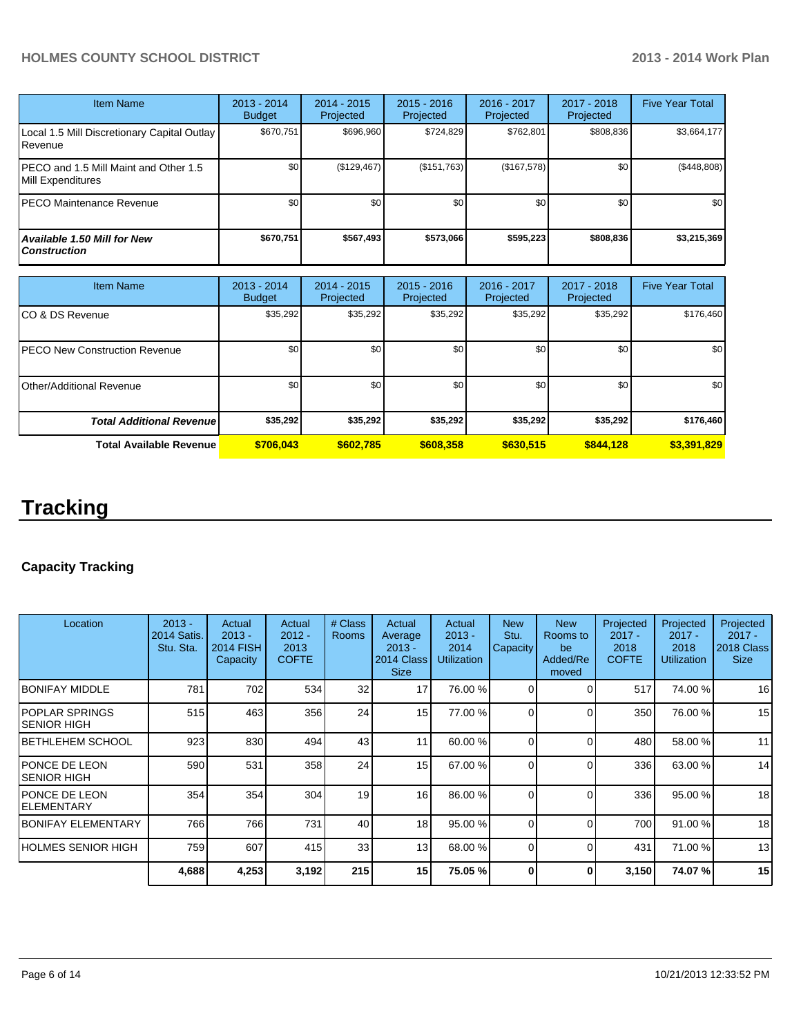| Item Name | 2013 - 2014 Budget | 2014 - 2015 Projected | 2015 - 2016 Projected | 2016 - 2017 Projected | 2017 - 2018 Projected | Five Year Total |
|---|---|---|---|---|---|---|
| Local 1.5 Mill Discretionary Capital Outlay Revenue | $670,751 | $696,960 | $724,829 | $762,801 | $808,836 | $3,664,177 |
| PECO and 1.5 Mill Maint and Other 1.5 Mill Expenditures | $0 | ($129,467) | ($151,763) | ($167,578) | $0 | ($448,808) |
| PECO Maintenance Revenue | $0 | $0 | $0 | $0 | $0 | $0 |
| ***Available 1.50 Mill for New Construction*** | **$670,751** | **$567,493** | **$573,066** | **$595,223** | **$808,836** | **$3,215,369** |

| Item Name | 2013 - 2014 Budget | 2014 - 2015 Projected | 2015 - 2016 Projected | 2016 - 2017 Projected | 2017 - 2018 Projected | Five Year Total |
|---|---|---|---|---|---|---|
| CO & DS Revenue | $35,292 | $35,292 | $35,292 | $35,292 | $35,292 | $176,460 |
| PECO New Construction Revenue | $0 | $0 | $0 | $0 | $0 | $0 |
| Other/Additional Revenue | $0 | $0 | $0 | $0 | $0 | $0 |
| ***Total Additional Revenue*** | **$35,292** | **$35,292** | **$35,292** | **$35,292** | **$35,292** | **$176,460** |
| **Total Available Revenue** | **$706,043** | **$602,785** | **$608,358** | **$630,515** | **$844,128** | **$3,391,829** |

# Tracking

### Capacity Tracking

| Location | 2013 - 2014 Satis. Stu. Sta. | Actual 2013 - 2014 FISH Capacity | Actual 2012 - 2013 COFTE | # Class Rooms | Actual Average 2013 - 2014 Class Size | Actual 2013 - 2014 Utilization | New Stu. Capacity | New Rooms to be Added/Removed | Projected 2017 - 2018 COFTE | Projected 2017 - 2018 Utilization | Projected 2017 - 2018 Class Size |
|---|---|---|---|---|---|---|---|---|---|---|---|
| BONIFAY MIDDLE | 781 | 702 | 534 | 32 | 17 | 76.00 % | 0 | 0 | 517 | 74.00 % | 16 |
| POPLAR SPRINGS SENIOR HIGH | 515 | 463 | 356 | 24 | 15 | 77.00 % | 0 | 0 | 350 | 76.00 % | 15 |
| BETHLEHEM SCHOOL | 923 | 830 | 494 | 43 | 11 | 60.00 % | 0 | 0 | 480 | 58.00 % | 11 |
| PONCE DE LEON SENIOR HIGH | 590 | 531 | 358 | 24 | 15 | 67.00 % | 0 | 0 | 336 | 63.00 % | 14 |
| PONCE DE LEON ELEMENTARY | 354 | 354 | 304 | 19 | 16 | 86.00 % | 0 | 0 | 336 | 95.00 % | 18 |
| BONIFAY ELEMENTARY | 766 | 766 | 731 | 40 | 18 | 95.00 % | 0 | 0 | 700 | 91.00 % | 18 |
| HOLMES SENIOR HIGH | 759 | 607 | 415 | 33 | 13 | 68.00 % | 0 | 0 | 431 | 71.00 % | 13 |
| | **4,688** | **4,253** | **3,192** | **215** | **15** | **75.05 %** | **0** | **0** | **3,150** | **74.07 %** | **15** |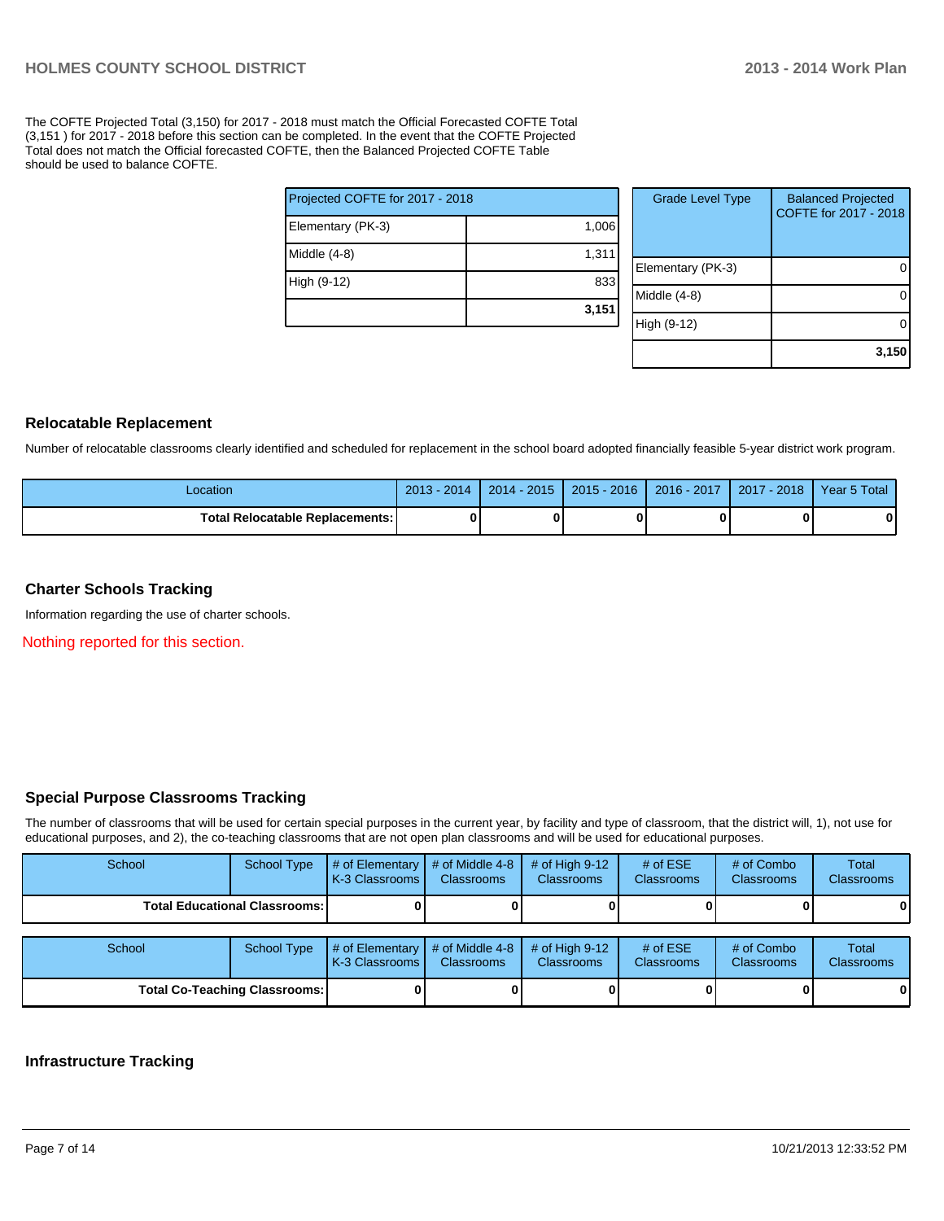The COFTE Projected Total (3,150) for 2017 - 2018 must match the Official Forecasted COFTE Total (3,151 ) for 2017 - 2018 before this section can be completed. In the event that the COFTE Projected Total does not match the Official forecasted COFTE, then the Balanced Projected COFTE Table should be used to balance COFTE.

| Projected COFTE for 2017 - 2018 | |
|---|---|
| Elementary (PK-3) | 1,006 |
| Middle (4-8) | 1,311 |
| High (9-12) | 833 |
| | **3,151** |

| Grade Level Type | Balanced Projected COFTE for 2017 - 2018 |
|---|---|
| Elementary (PK-3) | 0 |
| Middle (4-8) | 0 |
| High (9-12) | 0 |
| | **3,150** |

## Relocatable Replacement

Number of relocatable classrooms clearly identified and scheduled for replacement in the school board adopted financially feasible 5-year district work program.

| Location | 2013 - 2014 | 2014 - 2015 | 2015 - 2016 | 2016 - 2017 | 2017 - 2018 | Year 5 Total |
|---|---|---|---|---|---|---|
| **Total Relocatable Replacements:** | **0** | **0** | **0** | **0** | **0** | **0** |

## Charter Schools Tracking

Information regarding the use of charter schools.

Nothing reported for this section.

## Special Purpose Classrooms Tracking

The number of classrooms that will be used for certain special purposes in the current year, by facility and type of classroom, that the district will, 1), not use for educational purposes, and 2), the co-teaching classrooms that are not open plan classrooms and will be used for educational purposes.

| School | School Type | # of Elementary K-3 Classrooms | # of Middle 4-8 Classrooms | # of High 9-12 Classrooms | # of ESE Classrooms | # of Combo Classrooms | Total Classrooms |
|---|---|---|---|---|---|---|---|
| **Total Educational Classrooms:** | | **0** | **0** | **0** | **0** | **0** | **0** |

| School | School Type | # of Elementary K-3 Classrooms | # of Middle 4-8 Classrooms | # of High 9-12 Classrooms | # of ESE Classrooms | # of Combo Classrooms | Total Classrooms |
|---|---|---|---|---|---|---|---|
| **Total Co-Teaching Classrooms:** | | **0** | **0** | **0** | **0** | **0** | **0** |

## Infrastructure Tracking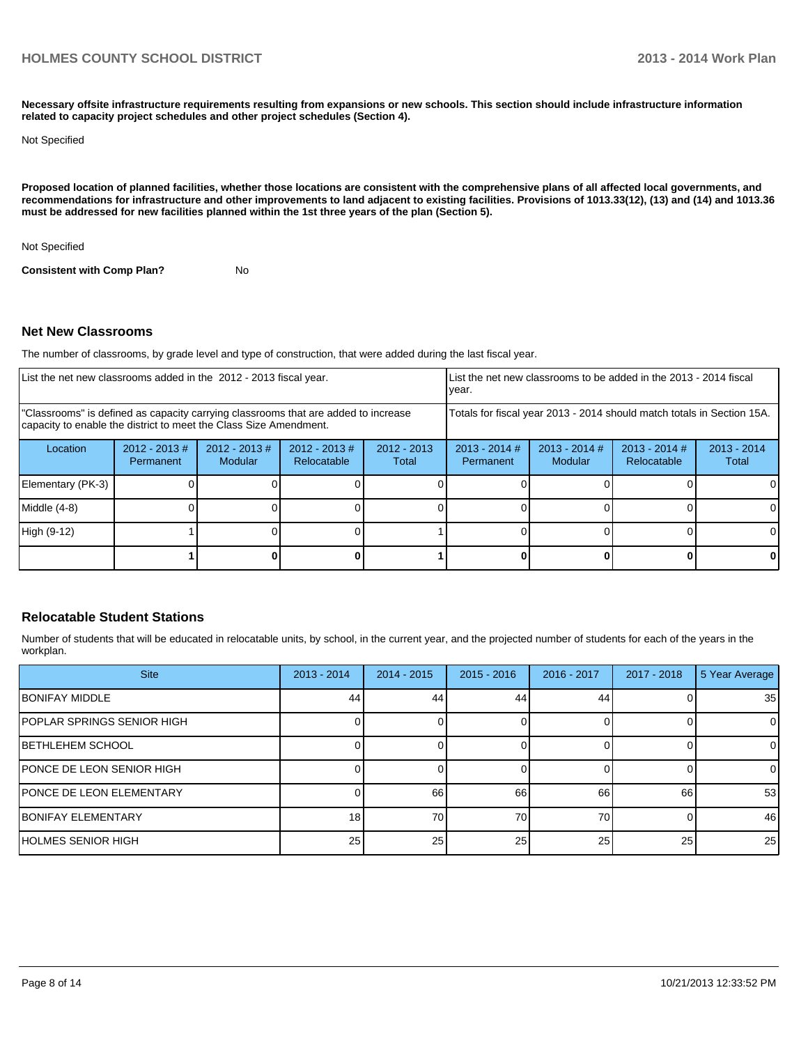**Necessary offsite infrastructure requirements resulting from expansions or new schools. This section should include infrastructure information related to capacity project schedules and other project schedules (Section 4).**

Not Specified

**Proposed location of planned facilities, whether those locations are consistent with the comprehensive plans of all affected local governments, and recommendations for infrastructure and other improvements to land adjacent to existing facilities. Provisions of 1013.33(12), (13) and (14) and 1013.36 must be addressed for new facilities planned within the 1st three years of the plan (Section 5).**

Not Specified

**Consistent with Comp Plan?** No

## Net New Classrooms

The number of classrooms, by grade level and type of construction, that were added during the last fiscal year.

| List the net new classrooms added in the 2012 - 2013 fiscal year. | | | | | List the net new classrooms to be added in the 2013 - 2014 fiscal year. | | | |
|---|---|---|---|---|---|---|---|---|
| "Classrooms" is defined as capacity carrying classrooms that are added to increase capacity to enable the district to meet the Class Size Amendment. | | | | | Totals for fiscal year 2013 - 2014 should match totals in Section 15A. | | | |
| Location | 2012 - 2013 # Permanent | 2012 - 2013 # Modular | 2012 - 2013 # Relocatable | 2012 - 2013 Total | 2013 - 2014 # Permanent | 2013 - 2014 # Modular | 2013 - 2014 # Relocatable | 2013 - 2014 Total |
| Elementary (PK-3) | 0 | 0 | 0 | 0 | 0 | 0 | 0 | 0 |
| Middle (4-8) | 0 | 0 | 0 | 0 | 0 | 0 | 0 | 0 |
| High (9-12) | 1 | 0 | 0 | 1 | 0 | 0 | 0 | 0 |
| | **1** | **0** | **0** | **1** | **0** | **0** | **0** | **0** |

## Relocatable Student Stations

Number of students that will be educated in relocatable units, by school, in the current year, and the projected number of students for each of the years in the workplan.

| Site | 2013 - 2014 | 2014 - 2015 | 2015 - 2016 | 2016 - 2017 | 2017 - 2018 | 5 Year Average |
|---|---|---|---|---|---|---|
| BONIFAY MIDDLE | 44 | 44 | 44 | 44 | 0 | 35 |
| POPLAR SPRINGS SENIOR HIGH | 0 | 0 | 0 | 0 | 0 | 0 |
| BETHLEHEM SCHOOL | 0 | 0 | 0 | 0 | 0 | 0 |
| PONCE DE LEON SENIOR HIGH | 0 | 0 | 0 | 0 | 0 | 0 |
| PONCE DE LEON ELEMENTARY | 0 | 66 | 66 | 66 | 66 | 53 |
| BONIFAY ELEMENTARY | 18 | 70 | 70 | 70 | 0 | 46 |
| HOLMES SENIOR HIGH | 25 | 25 | 25 | 25 | 25 | 25 |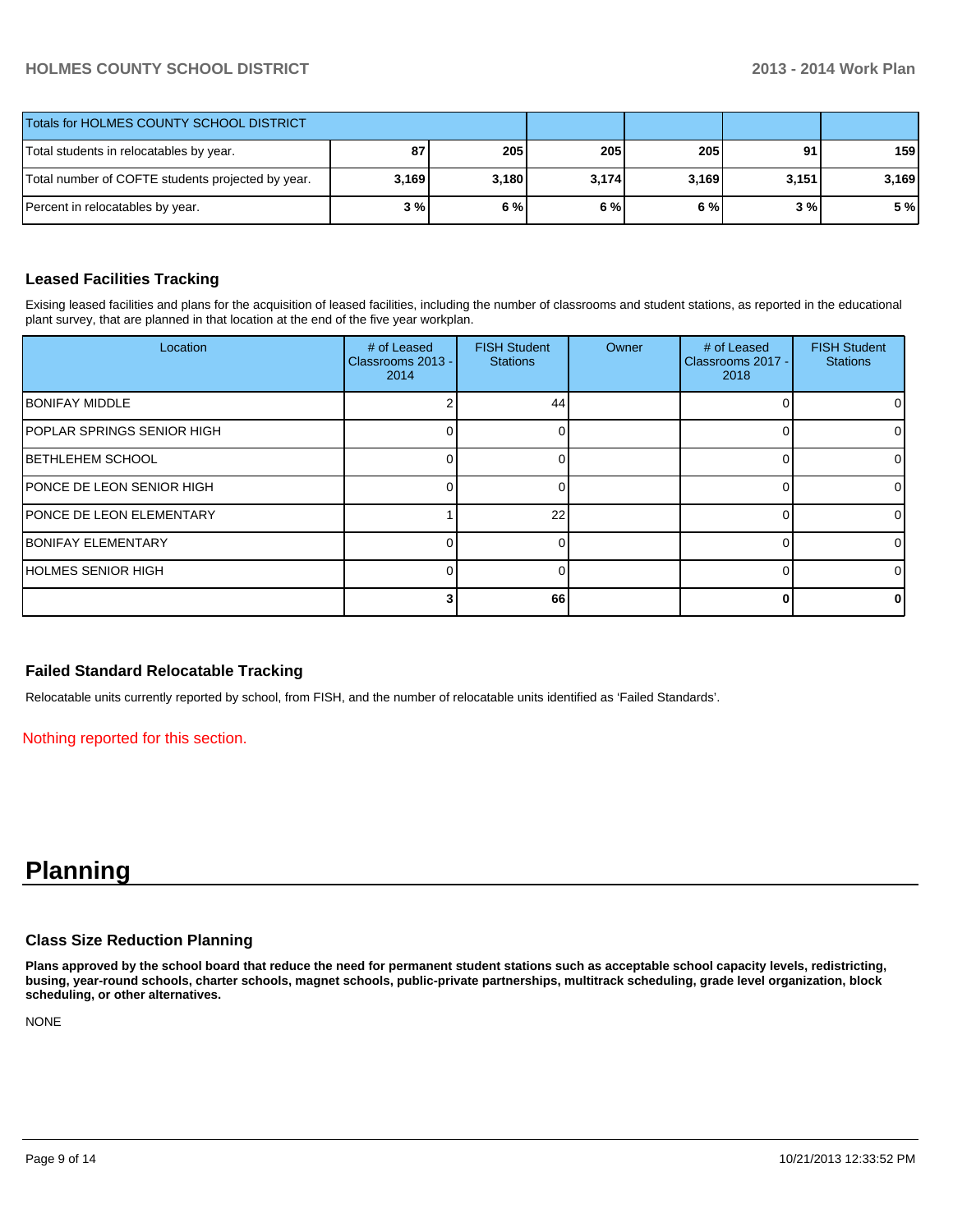| Totals for HOLMES COUNTY SCHOOL DISTRICT | | | | | | |
|---|---|---|---|---|---|---|
| Total students in relocatables by year. | 87 | 205 | 205 | 205 | 91 | 159 |
| Total number of COFTE students projected by year. | 3,169 | 3,180 | 3,174 | 3,169 | 3,151 | 3,169 |
| Percent in relocatables by year. | 3 % | 6 % | 6 % | 6 % | 3 % | 5 % |

### Leased Facilities Tracking

Exising leased facilities and plans for the acquisition of leased facilities, including the number of classrooms and student stations, as reported in the educational plant survey, that are planned in that location at the end of the five year workplan.

| Location | # of Leased Classrooms 2013 - 2014 | FISH Student Stations | Owner | # of Leased Classrooms 2017 - 2018 | FISH Student Stations |
|---|---|---|---|---|---|
| BONIFAY MIDDLE | 2 | 44 | | 0 | 0 |
| POPLAR SPRINGS SENIOR HIGH | 0 | 0 | | 0 | 0 |
| BETHLEHEM SCHOOL | 0 | 0 | | 0 | 0 |
| PONCE DE LEON SENIOR HIGH | 0 | 0 | | 0 | 0 |
| PONCE DE LEON ELEMENTARY | 1 | 22 | | 0 | 0 |
| BONIFAY ELEMENTARY | 0 | 0 | | 0 | 0 |
| HOLMES SENIOR HIGH | 0 | 0 | | 0 | 0 |
| | **3** | **66** | | **0** | **0** |

### Failed Standard Relocatable Tracking

Relocatable units currently reported by school, from FISH, and the number of relocatable units identified as 'Failed Standards'.

Nothing reported for this section.

# Planning

### Class Size Reduction Planning

**Plans approved by the school board that reduce the need for permanent student stations such as acceptable school capacity levels, redistricting, busing, year-round schools, charter schools, magnet schools, public-private partnerships, multitrack scheduling, grade level organization, block scheduling, or other alternatives.**

NONE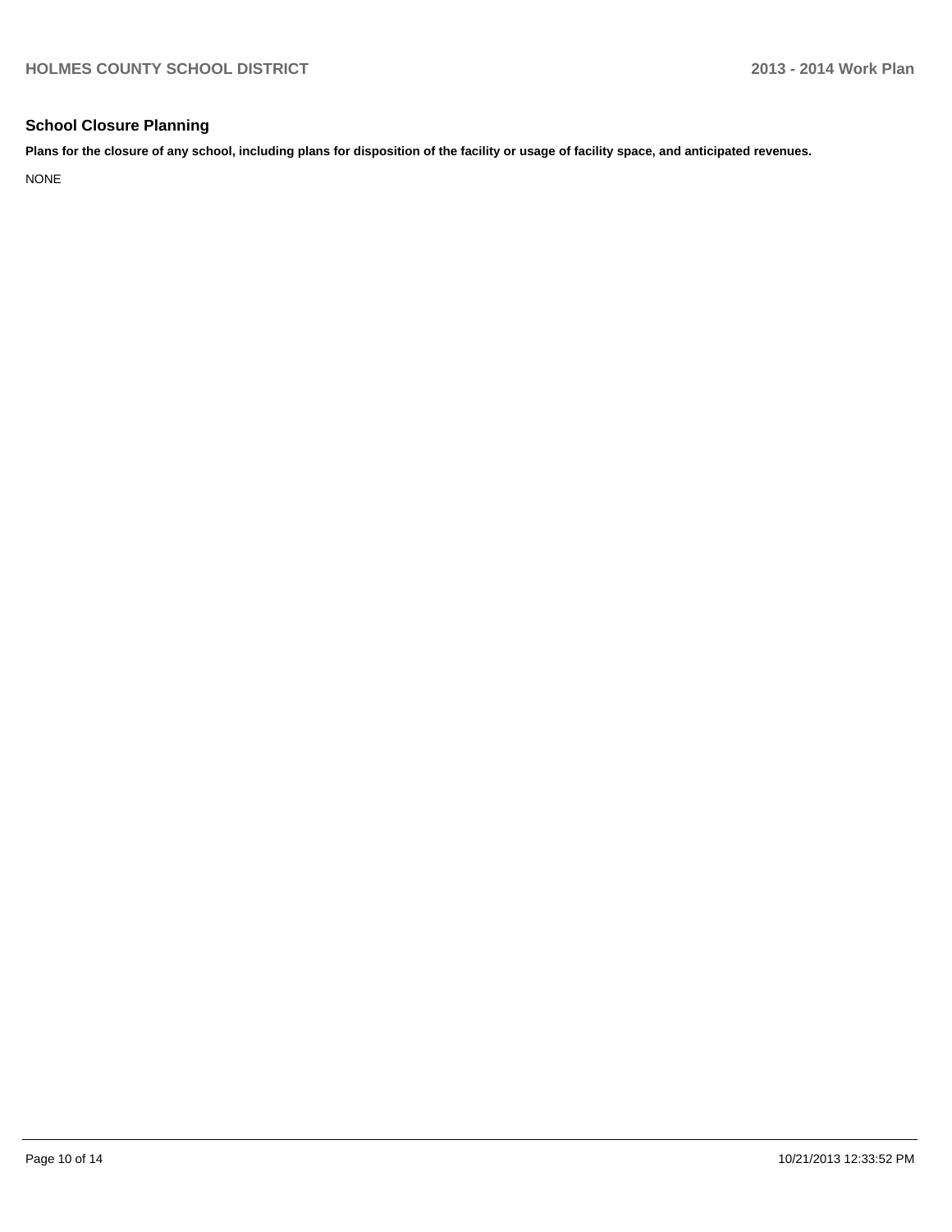## School Closure Planning

**Plans for the closure of any school, including plans for disposition of the facility or usage of facility space, and anticipated revenues.**

NONE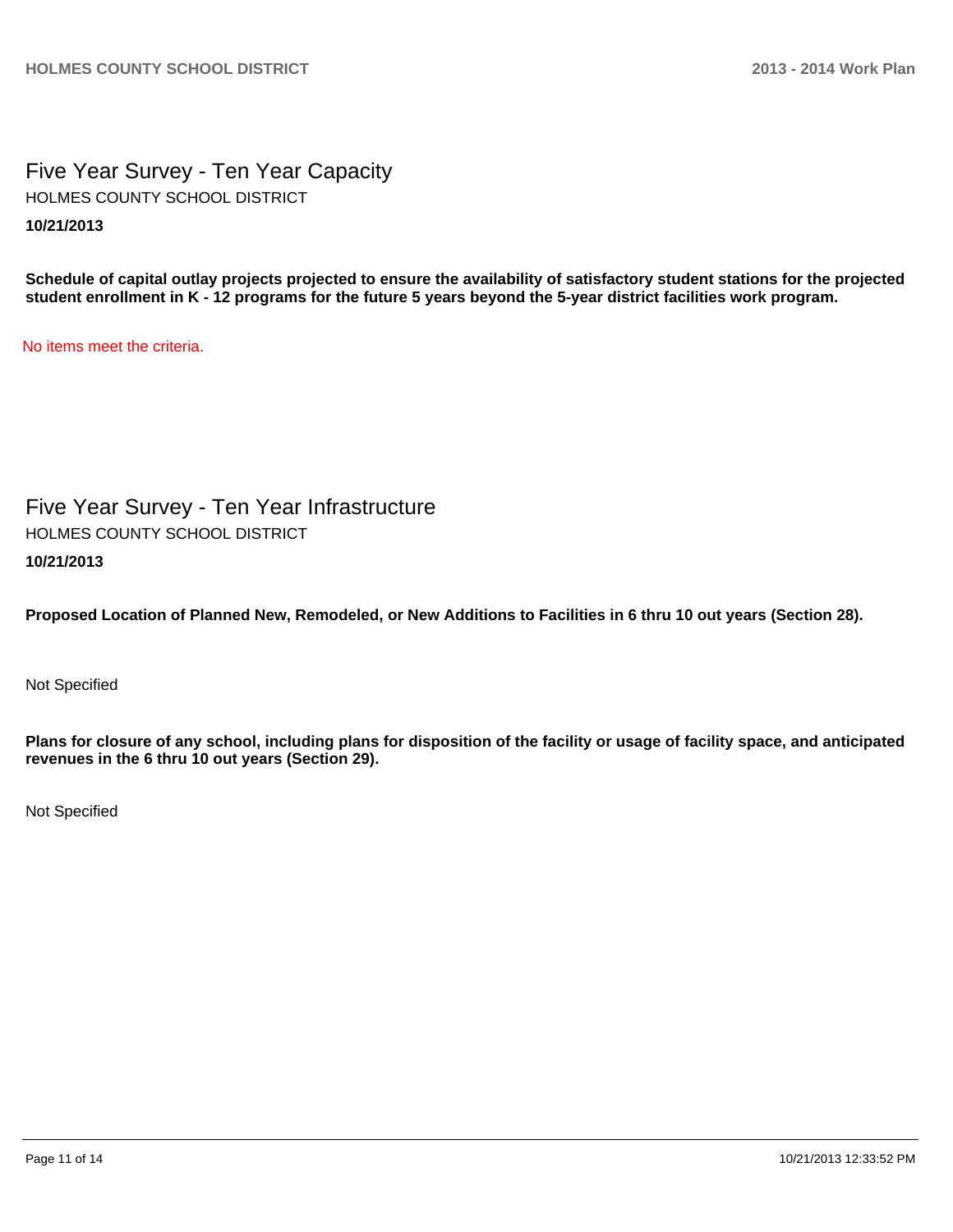## Five Year Survey - Ten Year Capacity

HOLMES COUNTY SCHOOL DISTRICT

**10/21/2013**

**Schedule of capital outlay projects projected to ensure the availability of satisfactory student stations for the projected student enrollment in K - 12 programs for the future 5 years beyond the 5-year district facilities work program.**

No items meet the criteria.

## Five Year Survey - Ten Year Infrastructure

HOLMES COUNTY SCHOOL DISTRICT

**10/21/2013**

**Proposed Location of Planned New, Remodeled, or New Additions to Facilities in 6 thru 10 out years (Section 28).**

Not Specified

**Plans for closure of any school, including plans for disposition of the facility or usage of facility space, and anticipated revenues in the 6 thru 10 out years (Section 29).**

Not Specified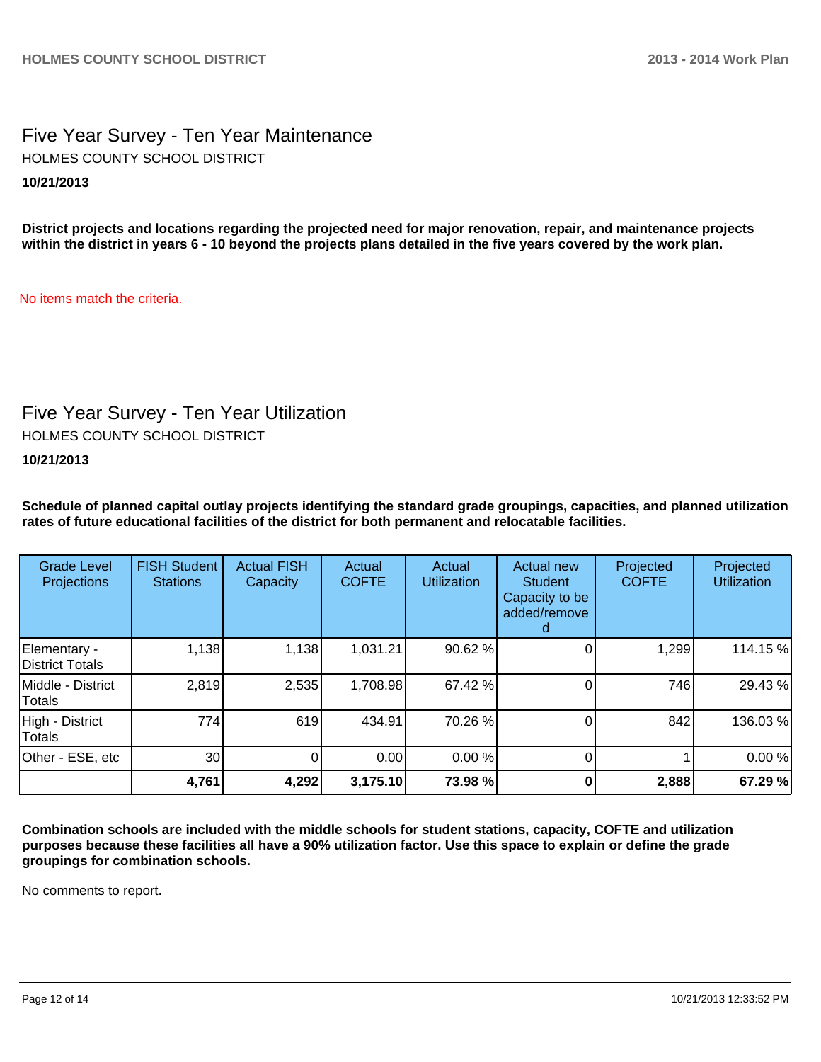## Five Year Survey - Ten Year Maintenance

HOLMES COUNTY SCHOOL DISTRICT

**10/21/2013**

**District projects and locations regarding the projected need for major renovation, repair, and maintenance projects within the district in years 6 - 10 beyond the projects plans detailed in the five years covered by the work plan.**

No items match the criteria.

## Five Year Survey - Ten Year Utilization

HOLMES COUNTY SCHOOL DISTRICT

**10/21/2013**

**Schedule of planned capital outlay projects identifying the standard grade groupings, capacities, and planned utilization rates of future educational facilities of the district for both permanent and relocatable facilities.**

| Grade Level Projections | FISH Student Stations | Actual FISH Capacity | Actual COFTE | Actual Utilization | Actual new Student Capacity to be added/removed | Projected COFTE | Projected Utilization |
|---|---|---|---|---|---|---|---|
| Elementary - District Totals | 1,138 | 1,138 | 1,031.21 | 90.62 % | 0 | 1,299 | 114.15 % |
| Middle - District Totals | 2,819 | 2,535 | 1,708.98 | 67.42 % | 0 | 746 | 29.43 % |
| High - District Totals | 774 | 619 | 434.91 | 70.26 % | 0 | 842 | 136.03 % |
| Other - ESE, etc | 30 | 0 | 0.00 | 0.00 % | 0 | 1 | 0.00 % |
| | **4,761** | **4,292** | **3,175.10** | **73.98 %** | **0** | **2,888** | **67.29 %** |

**Combination schools are included with the middle schools for student stations, capacity, COFTE and utilization purposes because these facilities all have a 90% utilization factor. Use this space to explain or define the grade groupings for combination schools.**

No comments to report.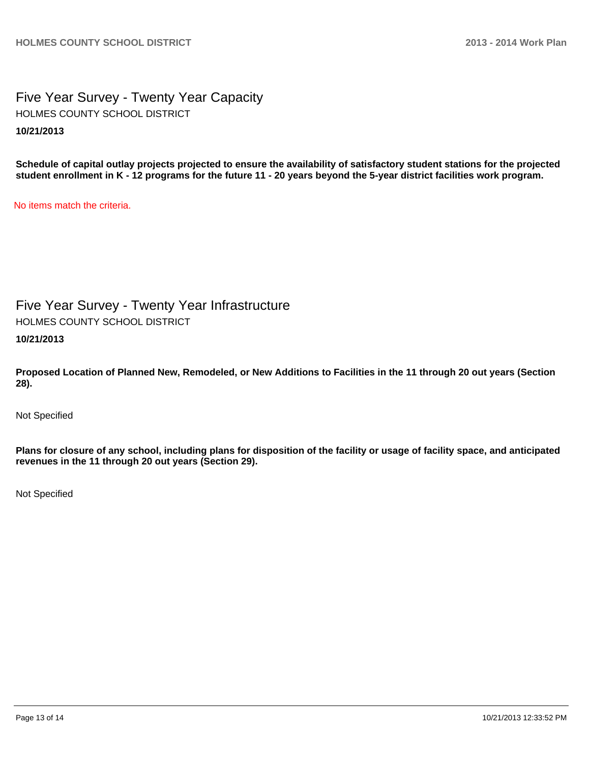# Five Year Survey - Twenty Year Capacity

HOLMES COUNTY SCHOOL DISTRICT

**10/21/2013**

**Schedule of capital outlay projects projected to ensure the availability of satisfactory student stations for the projected student enrollment in K - 12 programs for the future 11 - 20 years beyond the 5-year district facilities work program.**

No items match the criteria.

# Five Year Survey - Twenty Year Infrastructure

HOLMES COUNTY SCHOOL DISTRICT

**10/21/2013**

**Proposed Location of Planned New, Remodeled, or New Additions to Facilities in the 11 through 20 out years (Section 28).**

Not Specified

**Plans for closure of any school, including plans for disposition of the facility or usage of facility space, and anticipated revenues in the 11 through 20 out years (Section 29).**

Not Specified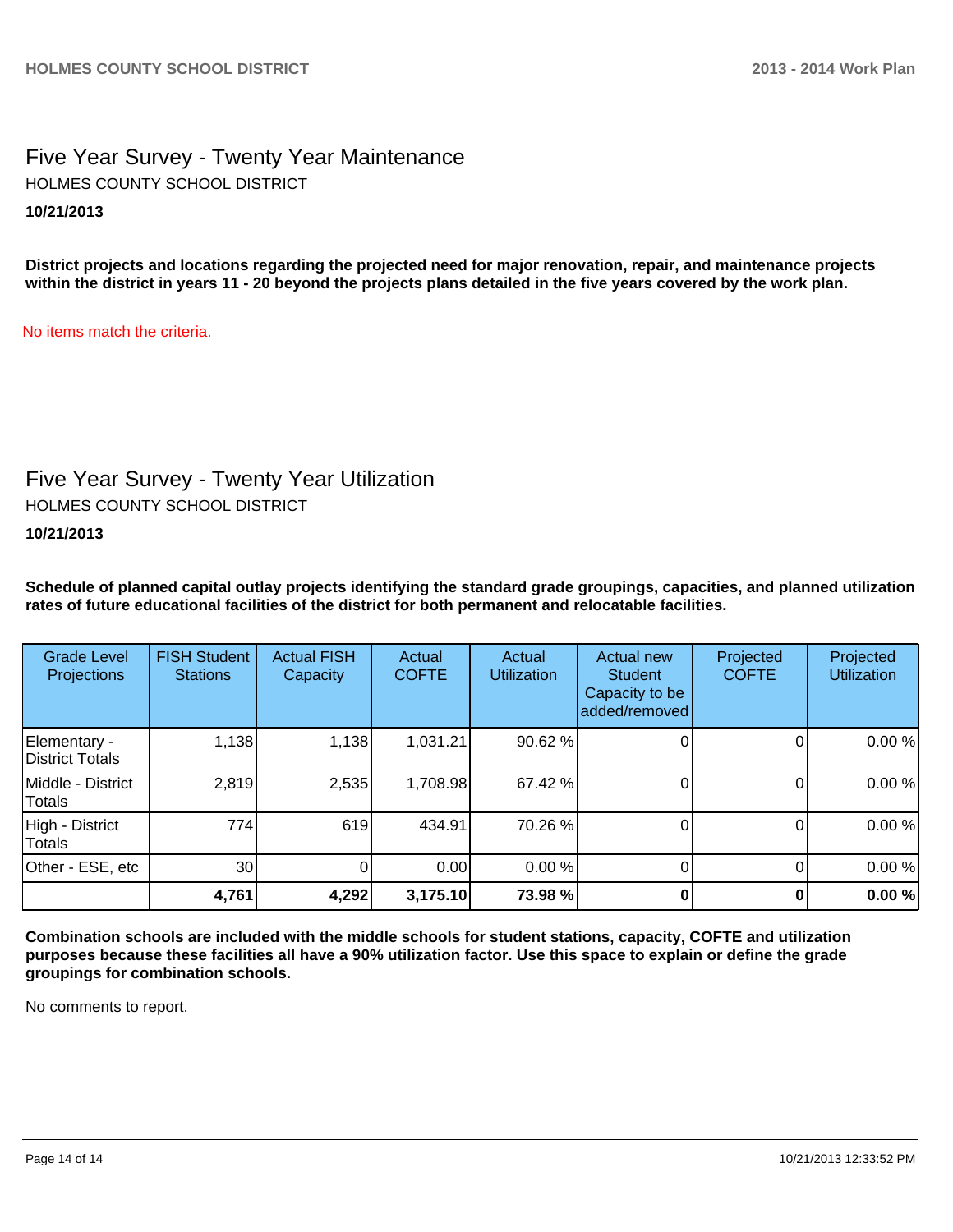## Five Year Survey - Twenty Year Maintenance

HOLMES COUNTY SCHOOL DISTRICT

**10/21/2013**

**District projects and locations regarding the projected need for major renovation, repair, and maintenance projects within the district in years 11 - 20 beyond the projects plans detailed in the five years covered by the work plan.**

No items match the criteria.

## Five Year Survey - Twenty Year Utilization

HOLMES COUNTY SCHOOL DISTRICT

**10/21/2013**

**Schedule of planned capital outlay projects identifying the standard grade groupings, capacities, and planned utilization rates of future educational facilities of the district for both permanent and relocatable facilities.**

| Grade Level Projections | FISH Student Stations | Actual FISH Capacity | Actual COFTE | Actual Utilization | Actual new Student Capacity to be added/removed | Projected COFTE | Projected Utilization |
|---|---|---|---|---|---|---|---|
| Elementary - District Totals | 1,138 | 1,138 | 1,031.21 | 90.62 % | 0 | 0 | 0.00 % |
| Middle - District Totals | 2,819 | 2,535 | 1,708.98 | 67.42 % | 0 | 0 | 0.00 % |
| High - District Totals | 774 | 619 | 434.91 | 70.26 % | 0 | 0 | 0.00 % |
| Other - ESE, etc | 30 | 0 | 0.00 | 0.00 % | 0 | 0 | 0.00 % |
| | **4,761** | **4,292** | **3,175.10** | **73.98 %** | **0** | **0** | **0.00 %** |

**Combination schools are included with the middle schools for student stations, capacity, COFTE and utilization purposes because these facilities all have a 90% utilization factor. Use this space to explain or define the grade groupings for combination schools.**

No comments to report.